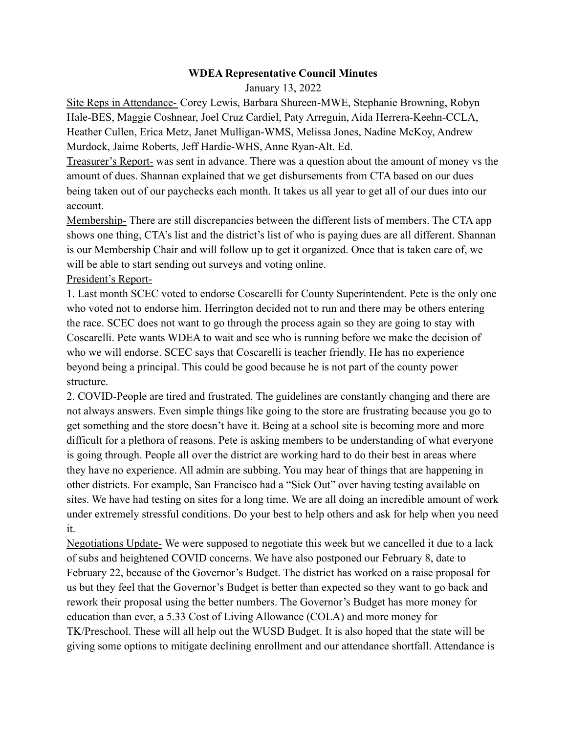**WDEA Representative Council Minutes**

January 13, 2022

Site Reps in Attendance- Corey Lewis, Barbara Shureen-MWE, Stephanie Browning, Robyn Hale-BES, Maggie Coshnear, Joel Cruz Cardiel, Paty Arreguin, Aida Herrera-Keehn-CCLA, Heather Cullen, Erica Metz, Janet Mulligan-WMS, Melissa Jones, Nadine McKoy, Andrew Murdock, Jaime Roberts, Jeff Hardie-WHS, Anne Ryan-Alt. Ed.

Treasurer's Report- was sent in advance. There was a question about the amount of money vs the amount of dues. Shannan explained that we get disbursements from CTA based on our dues being taken out of our paychecks each month. It takes us all year to get all of our dues into our account.

Membership- There are still discrepancies between the different lists of members. The CTA app shows one thing, CTA's list and the district's list of who is paying dues are all different. Shannan is our Membership Chair and will follow up to get it organized. Once that is taken care of, we will be able to start sending out surveys and voting online.

President's Report-

1. Last month SCEC voted to endorse Coscarelli for County Superintendent. Pete is the only one who voted not to endorse him. Herrington decided not to run and there may be others entering the race. SCEC does not want to go through the process again so they are going to stay with Coscarelli. Pete wants WDEA to wait and see who is running before we make the decision of who we will endorse. SCEC says that Coscarelli is teacher friendly. He has no experience beyond being a principal. This could be good because he is not part of the county power structure.
2. COVID-People are tired and frustrated. The guidelines are constantly changing and there are not always answers. Even simple things like going to the store are frustrating because you go to get something and the store doesn't have it. Being at a school site is becoming more and more difficult for a plethora of reasons. Pete is asking members to be understanding of what everyone is going through. People all over the district are working hard to do their best in areas where they have no experience. All admin are subbing. You may hear of things that are happening in other districts. For example, San Francisco had a "Sick Out" over having testing available on sites. We have had testing on sites for a long time. We are all doing an incredible amount of work under extremely stressful conditions. Do your best to help others and ask for help when you need it.

Negotiations Update- We were supposed to negotiate this week but we cancelled it due to a lack of subs and heightened COVID concerns. We have also postponed our February 8, date to February 22, because of the Governor's Budget. The district has worked on a raise proposal for us but they feel that the Governor's Budget is better than expected so they want to go back and rework their proposal using the better numbers. The Governor's Budget has more money for education than ever, a 5.33 Cost of Living Allowance (COLA) and more money for TK/Preschool. These will all help out the WUSD Budget. It is also hoped that the state will be giving some options to mitigate declining enrollment and our attendance shortfall. Attendance is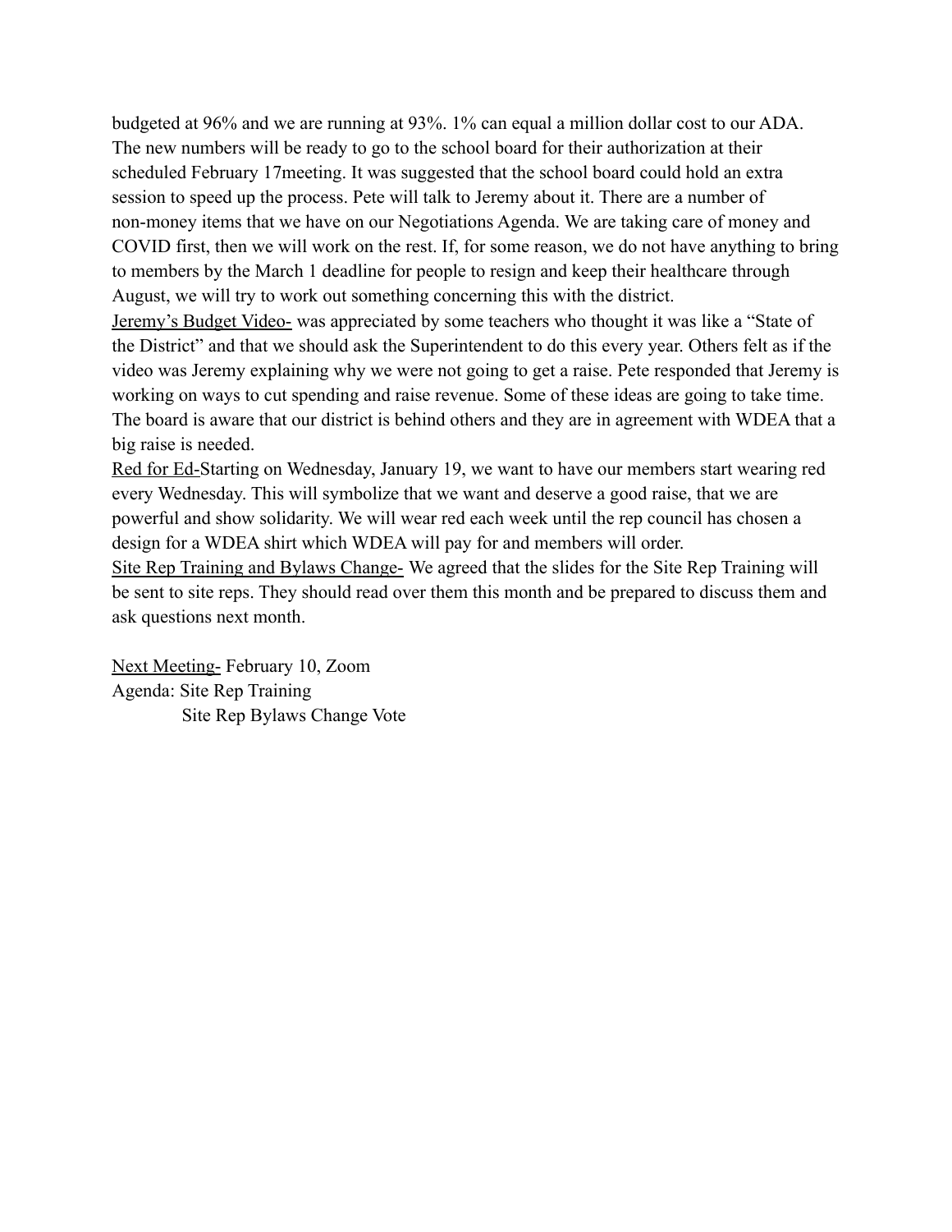budgeted at 96% and we are running at 93%. 1% can equal a million dollar cost to our ADA. The new numbers will be ready to go to the school board for their authorization at their scheduled February 17meeting. It was suggested that the school board could hold an extra session to speed up the process. Pete will talk to Jeremy about it. There are a number of non-money items that we have on our Negotiations Agenda. We are taking care of money and COVID first, then we will work on the rest. If, for some reason, we do not have anything to bring to members by the March 1 deadline for people to resign and keep their healthcare through August, we will try to work out something concerning this with the district.

<u>Jeremy's Budget Video-</u> was appreciated by some teachers who thought it was like a "State of the District" and that we should ask the Superintendent to do this every year. Others felt as if the video was Jeremy explaining why we were not going to get a raise. Pete responded that Jeremy is working on ways to cut spending and raise revenue. Some of these ideas are going to take time. The board is aware that our district is behind others and they are in agreement with WDEA that a big raise is needed.

<u>Red for Ed-</u>Starting on Wednesday, January 19, we want to have our members start wearing red every Wednesday. This will symbolize that we want and deserve a good raise, that we are powerful and show solidarity. We will wear red each week until the rep council has chosen a design for a WDEA shirt which WDEA will pay for and members will order.

<u>Site Rep Training and Bylaws Change-</u> We agreed that the slides for the Site Rep Training will be sent to site reps. They should read over them this month and be prepared to discuss them and ask questions next month.

<u>Next Meeting-</u> February 10, Zoom

Agenda: Site Rep Training

Site Rep Bylaws Change Vote